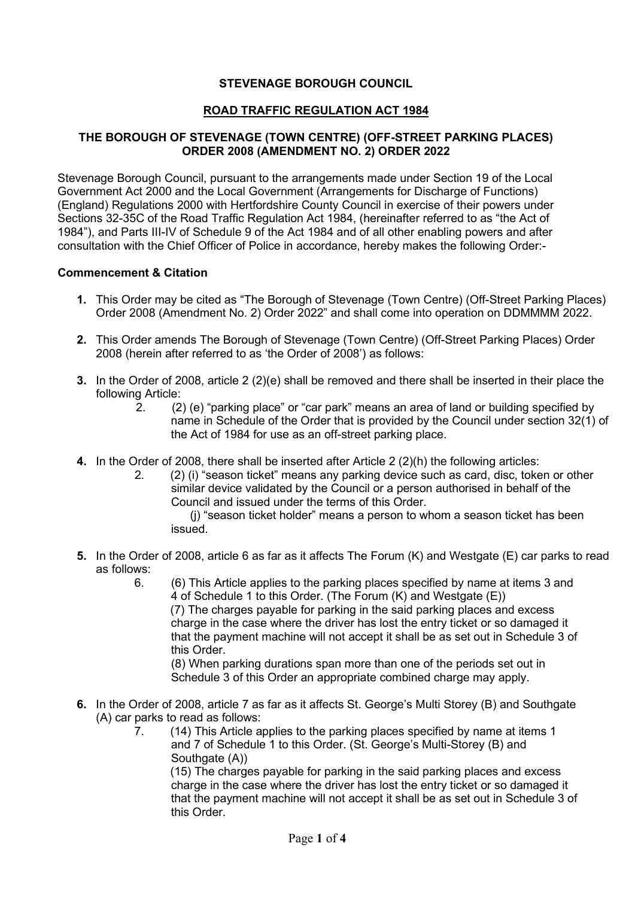**STEVENAGE BOROUGH COUNCIL**

**ROAD TRAFFIC REGULATION ACT 1984**

**THE BOROUGH OF STEVENAGE (TOWN CENTRE) (OFF-STREET PARKING PLACES) ORDER 2008 (AMENDMENT NO. 2) ORDER 2022**

Stevenage Borough Council, pursuant to the arrangements made under Section 19 of the Local Government Act 2000 and the Local Government (Arrangements for Discharge of Functions) (England) Regulations 2000 with Hertfordshire County Council in exercise of their powers under Sections 32-35C of the Road Traffic Regulation Act 1984, (hereinafter referred to as "the Act of 1984"), and Parts III-IV of Schedule 9 of the Act 1984 and of all other enabling powers and after consultation with the Chief Officer of Police in accordance, hereby makes the following Order:-

**Commencement & Citation**

1. This Order may be cited as "The Borough of Stevenage (Town Centre) (Off-Street Parking Places) Order 2008 (Amendment No. 2) Order 2022" and shall come into operation on DDMMMM 2022.

2. This Order amends The Borough of Stevenage (Town Centre) (Off-Street Parking Places) Order 2008 (herein after referred to as 'the Order of 2008') as follows:

3. In the Order of 2008, article 2 (2)(e) shall be removed and there shall be inserted in their place the following Article:

   2. (2) (e) "parking place" or "car park" means an area of land or building specified by name in Schedule of the Order that is provided by the Council under section 32(1) of the Act of 1984 for use as an off-street parking place.

4. In the Order of 2008, there shall be inserted after Article 2 (2)(h) the following articles:

   2. (2) (i) "season ticket" means any parking device such as card, disc, token or other similar device validated by the Council or a person authorised in behalf of the Council and issued under the terms of this Order.

      (j) "season ticket holder" means a person to whom a season ticket has been issued.

5. In the Order of 2008, article 6 as far as it affects The Forum (K) and Westgate (E) car parks to read as follows:

   6. (6) This Article applies to the parking places specified by name at items 3 and 4 of Schedule 1 to this Order. (The Forum (K) and Westgate (E))

      (7) The charges payable for parking in the said parking places and excess charge in the case where the driver has lost the entry ticket or so damaged it that the payment machine will not accept it shall be as set out in Schedule 3 of this Order.

      (8) When parking durations span more than one of the periods set out in Schedule 3 of this Order an appropriate combined charge may apply.

6. In the Order of 2008, article 7 as far as it affects St. George's Multi Storey (B) and Southgate (A) car parks to read as follows:

   7. (14) This Article applies to the parking places specified by name at items 1 and 7 of Schedule 1 to this Order. (St. George's Multi-Storey (B) and Southgate (A))

      (15) The charges payable for parking in the said parking places and excess charge in the case where the driver has lost the entry ticket or so damaged it that the payment machine will not accept it shall be as set out in Schedule 3 of this Order.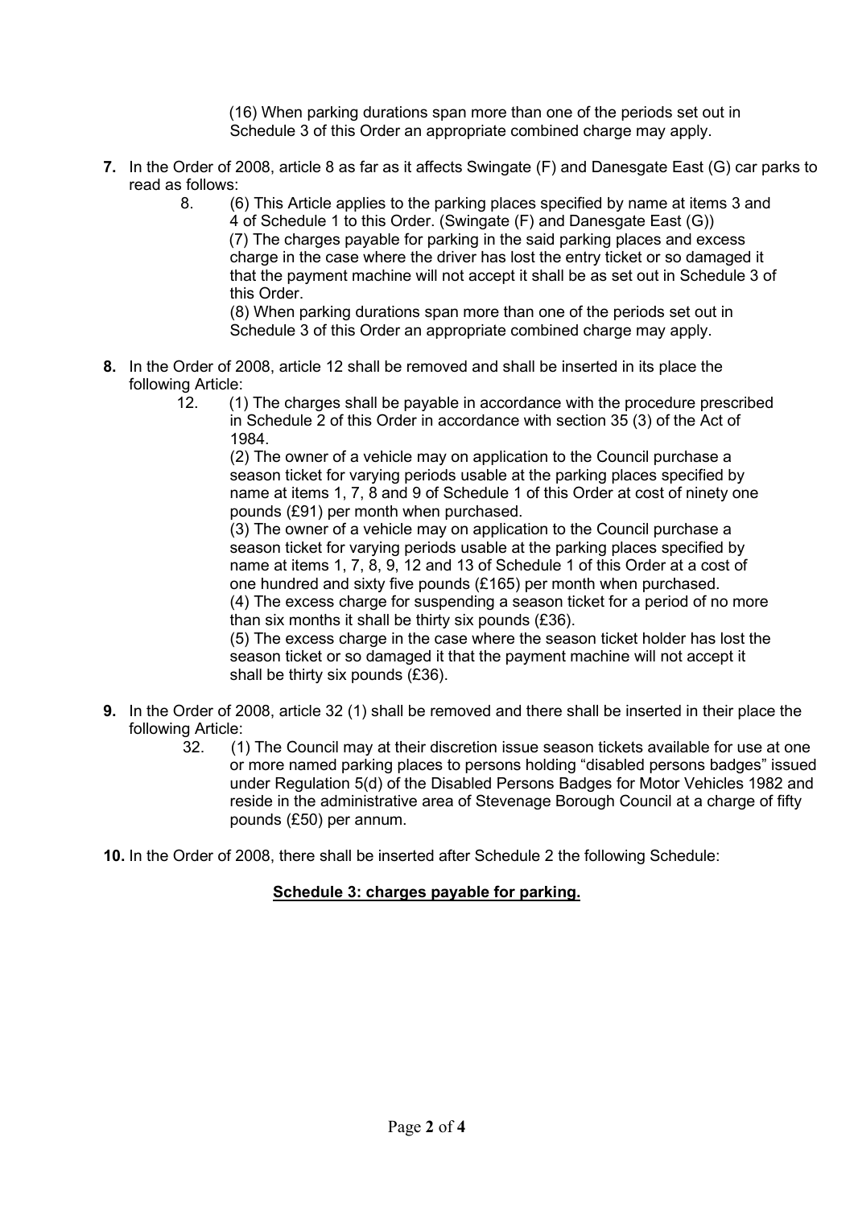(16) When parking durations span more than one of the periods set out in Schedule 3 of this Order an appropriate combined charge may apply.

**7.** In the Order of 2008, article 8 as far as it affects Swingate (F) and Danesgate East (G) car parks to read as follows:

8. (6) This Article applies to the parking places specified by name at items 3 and 4 of Schedule 1 to this Order. (Swingate (F) and Danesgate East (G))
(7) The charges payable for parking in the said parking places and excess charge in the case where the driver has lost the entry ticket or so damaged it that the payment machine will not accept it shall be as set out in Schedule 3 of this Order.
(8) When parking durations span more than one of the periods set out in Schedule 3 of this Order an appropriate combined charge may apply.

**8.** In the Order of 2008, article 12 shall be removed and shall be inserted in its place the following Article:

12. (1) The charges shall be payable in accordance with the procedure prescribed in Schedule 2 of this Order in accordance with section 35 (3) of the Act of 1984.
(2) The owner of a vehicle may on application to the Council purchase a season ticket for varying periods usable at the parking places specified by name at items 1, 7, 8 and 9 of Schedule 1 of this Order at cost of ninety one pounds (£91) per month when purchased.
(3) The owner of a vehicle may on application to the Council purchase a season ticket for varying periods usable at the parking places specified by name at items 1, 7, 8, 9, 12 and 13 of Schedule 1 of this Order at a cost of one hundred and sixty five pounds (£165) per month when purchased.
(4) The excess charge for suspending a season ticket for a period of no more than six months it shall be thirty six pounds (£36).
(5) The excess charge in the case where the season ticket holder has lost the season ticket or so damaged it that the payment machine will not accept it shall be thirty six pounds (£36).

**9.** In the Order of 2008, article 32 (1) shall be removed and there shall be inserted in their place the following Article:

32. (1) The Council may at their discretion issue season tickets available for use at one or more named parking places to persons holding "disabled persons badges" issued under Regulation 5(d) of the Disabled Persons Badges for Motor Vehicles 1982 and reside in the administrative area of Stevenage Borough Council at a charge of fifty pounds (£50) per annum.

**10.** In the Order of 2008, there shall be inserted after Schedule 2 the following Schedule:

**Schedule 3: charges payable for parking.**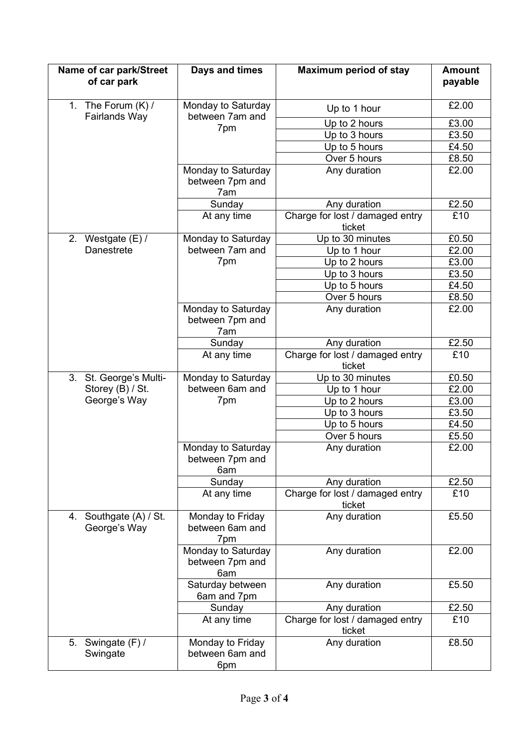| Name of car park/Street of car park | Days and times | Maximum period of stay | Amount payable |
|---|---|---|---|
| 1. The Forum (K) / Fairlands Way | Monday to Saturday between 7am and 7pm | Up to 1 hour | £2.00 |
| | | Up to 2 hours | £3.00 |
| | | Up to 3 hours | £3.50 |
| | | Up to 5 hours | £4.50 |
| | | Over 5 hours | £8.50 |
| | Monday to Saturday between 7pm and 7am | Any duration | £2.00 |
| | Sunday | Any duration | £2.50 |
| | At any time | Charge for lost / damaged entry ticket | £10 |
| 2. Westgate (E) / Danestrete | Monday to Saturday between 7am and 7pm | Up to 30 minutes | £0.50 |
| | | Up to 1 hour | £2.00 |
| | | Up to 2 hours | £3.00 |
| | | Up to 3 hours | £3.50 |
| | | Up to 5 hours | £4.50 |
| | | Over 5 hours | £8.50 |
| | Monday to Saturday between 7pm and 7am | Any duration | £2.00 |
| | Sunday | Any duration | £2.50 |
| | At any time | Charge for lost / damaged entry ticket | £10 |
| 3. St. George's Multi-Storey (B) / St. George's Way | Monday to Saturday between 6am and 7pm | Up to 30 minutes | £0.50 |
| | | Up to 1 hour | £2.00 |
| | | Up to 2 hours | £3.00 |
| | | Up to 3 hours | £3.50 |
| | | Up to 5 hours | £4.50 |
| | | Over 5 hours | £5.50 |
| | Monday to Saturday between 7pm and 6am | Any duration | £2.00 |
| | Sunday | Any duration | £2.50 |
| | At any time | Charge for lost / damaged entry ticket | £10 |
| 4. Southgate (A) / St. George's Way | Monday to Friday between 6am and 7pm | Any duration | £5.50 |
| | Monday to Saturday between 7pm and 6am | Any duration | £2.00 |
| | Saturday between 6am and 7pm | Any duration | £5.50 |
| | Sunday | Any duration | £2.50 |
| | At any time | Charge for lost / damaged entry ticket | £10 |
| 5. Swingate (F) / Swingate | Monday to Friday between 6am and 6pm | Any duration | £8.50 |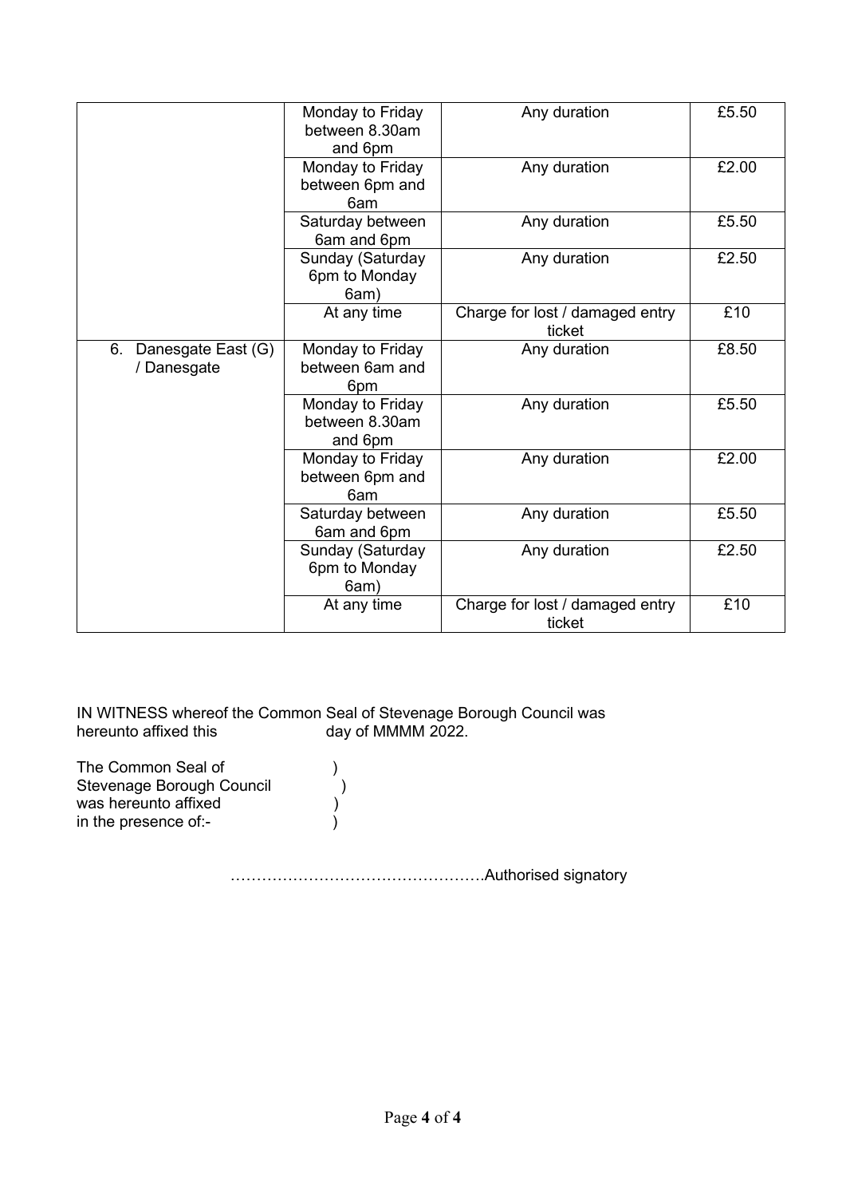| | | | |
|---|---|---|---|
| | Monday to Friday between 8.30am and 6pm | Any duration | £5.50 |
| | Monday to Friday between 6pm and 6am | Any duration | £2.00 |
| | Saturday between 6am and 6pm | Any duration | £5.50 |
| | Sunday (Saturday 6pm to Monday 6am) | Any duration | £2.50 |
| | At any time | Charge for lost / damaged entry ticket | £10 |
| 6. Danesgate East (G) / Danesgate | Monday to Friday between 6am and 6pm | Any duration | £8.50 |
| | Monday to Friday between 8.30am and 6pm | Any duration | £5.50 |
| | Monday to Friday between 6pm and 6am | Any duration | £2.00 |
| | Saturday between 6am and 6pm | Any duration | £5.50 |
| | Sunday (Saturday 6pm to Monday 6am) | Any duration | £2.50 |
| | At any time | Charge for lost / damaged entry ticket | £10 |

IN WITNESS whereof the Common Seal of Stevenage Borough Council was hereunto affixed this day of MMMM 2022.

The Common Seal of )
Stevenage Borough Council )
was hereunto affixed )
in the presence of:- )

…………………………………………Authorised signatory